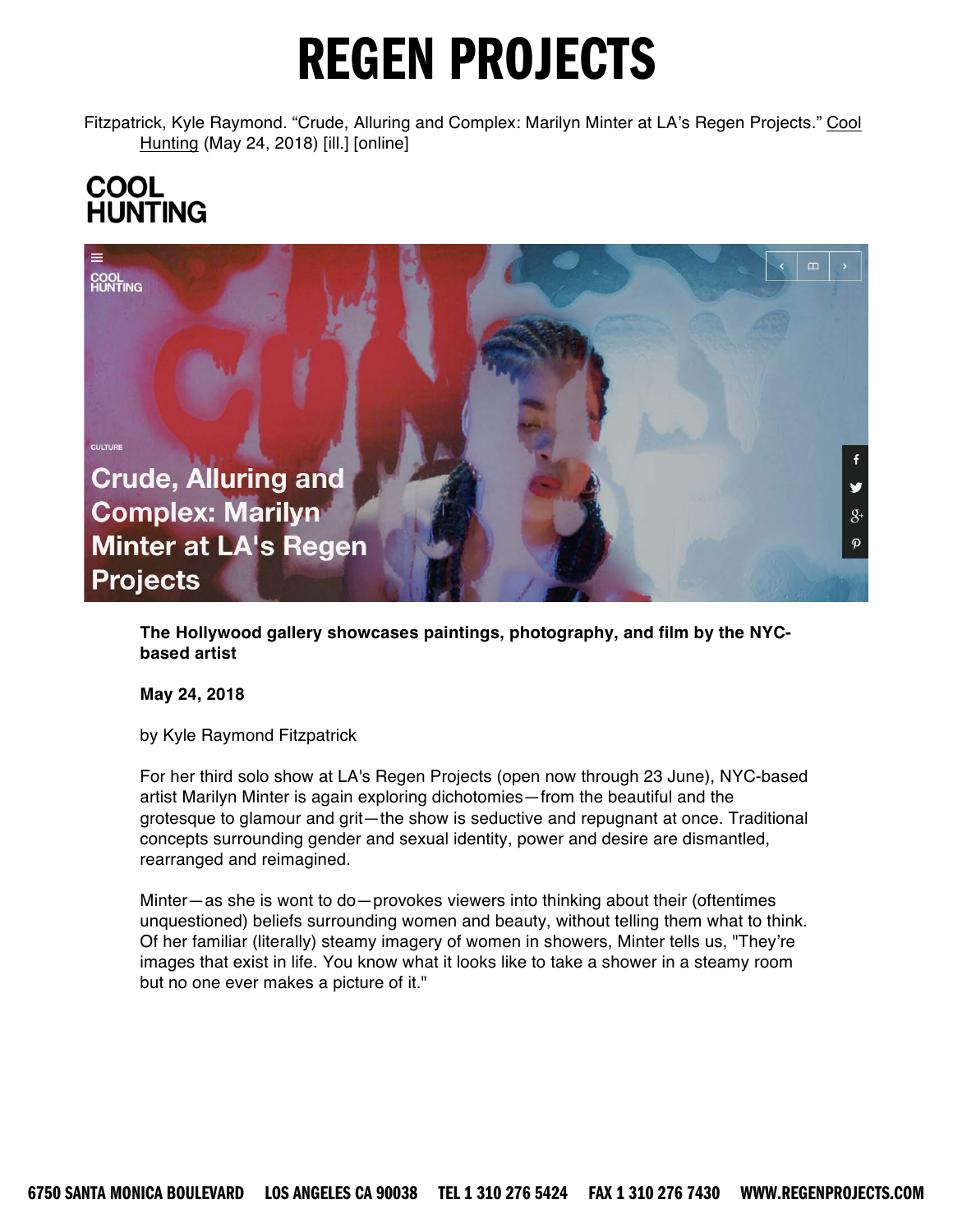# REGEN PROJECTS

Fitzpatrick, Kyle Raymond. "Crude, Alluring and Complex: Marilyn Minter at LA's Regen Projects." Cool Hunting (May 24, 2018) [ill.] [online]

## COOL HUNTING

CULTURE

## Crude, Alluring and Complex: Marilyn Minter at LA's Regen Projects

**The Hollywood gallery showcases paintings, photography, and film by the NYC-based artist**

**May 24, 2018**

by Kyle Raymond Fitzpatrick

For her third solo show at LA's Regen Projects (open now through 23 June), NYC-based artist Marilyn Minter is again exploring dichotomies—from the beautiful and the grotesque to glamour and grit—the show is seductive and repugnant at once. Traditional concepts surrounding gender and sexual identity, power and desire are dismantled, rearranged and reimagined.

Minter—as she is wont to do—provokes viewers into thinking about their (oftentimes unquestioned) beliefs surrounding women and beauty, without telling them what to think. Of her familiar (literally) steamy imagery of women in showers, Minter tells us, "They're images that exist in life. You know what it looks like to take a shower in a steamy room but no one ever makes a picture of it."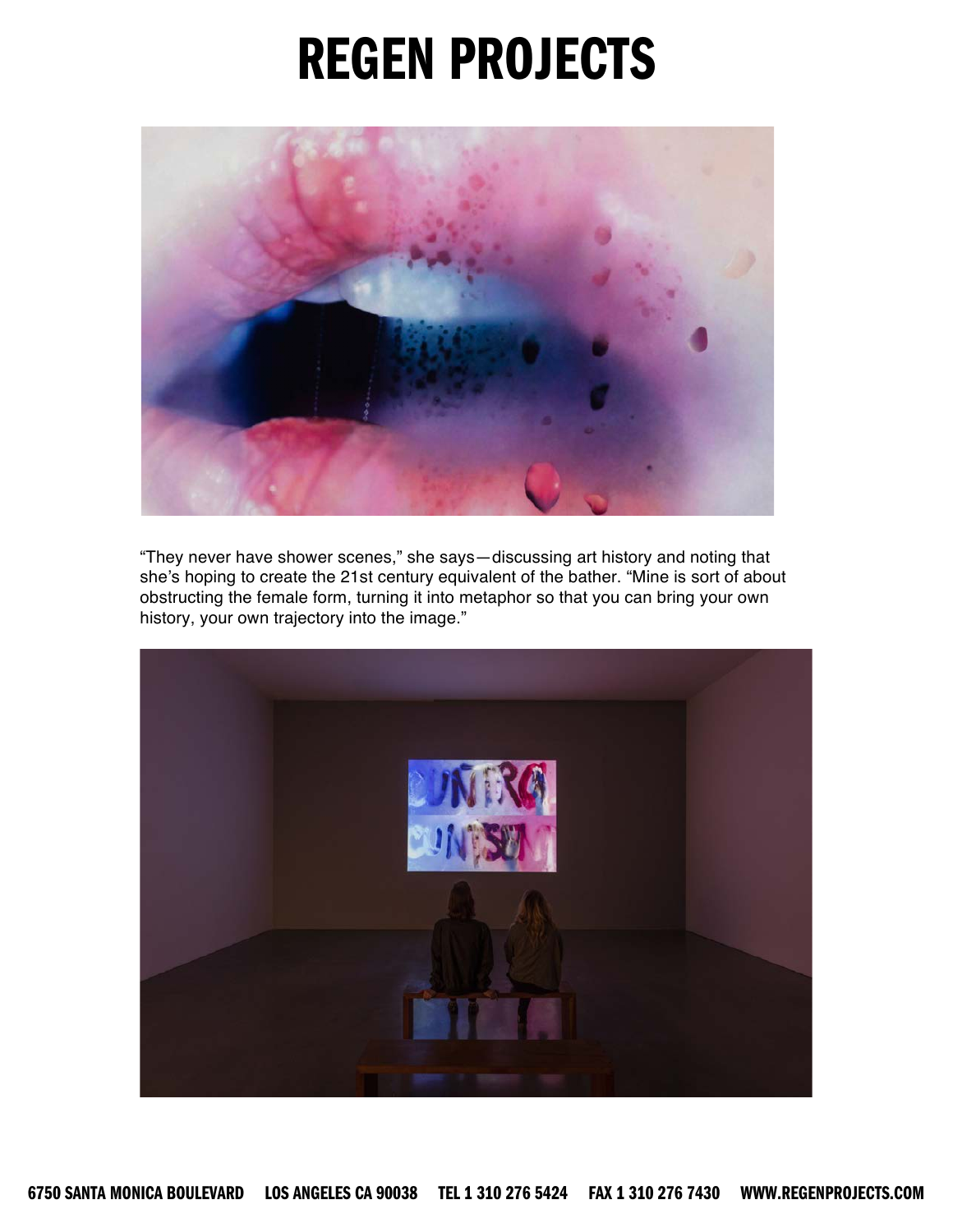“They never have shower scenes,” she says—discussing art history and noting that she’s hoping to create the 21st century equivalent of the bather. “Mine is sort of about obstructing the female form, turning it into metaphor so that you can bring your own history, your own trajectory into the image.”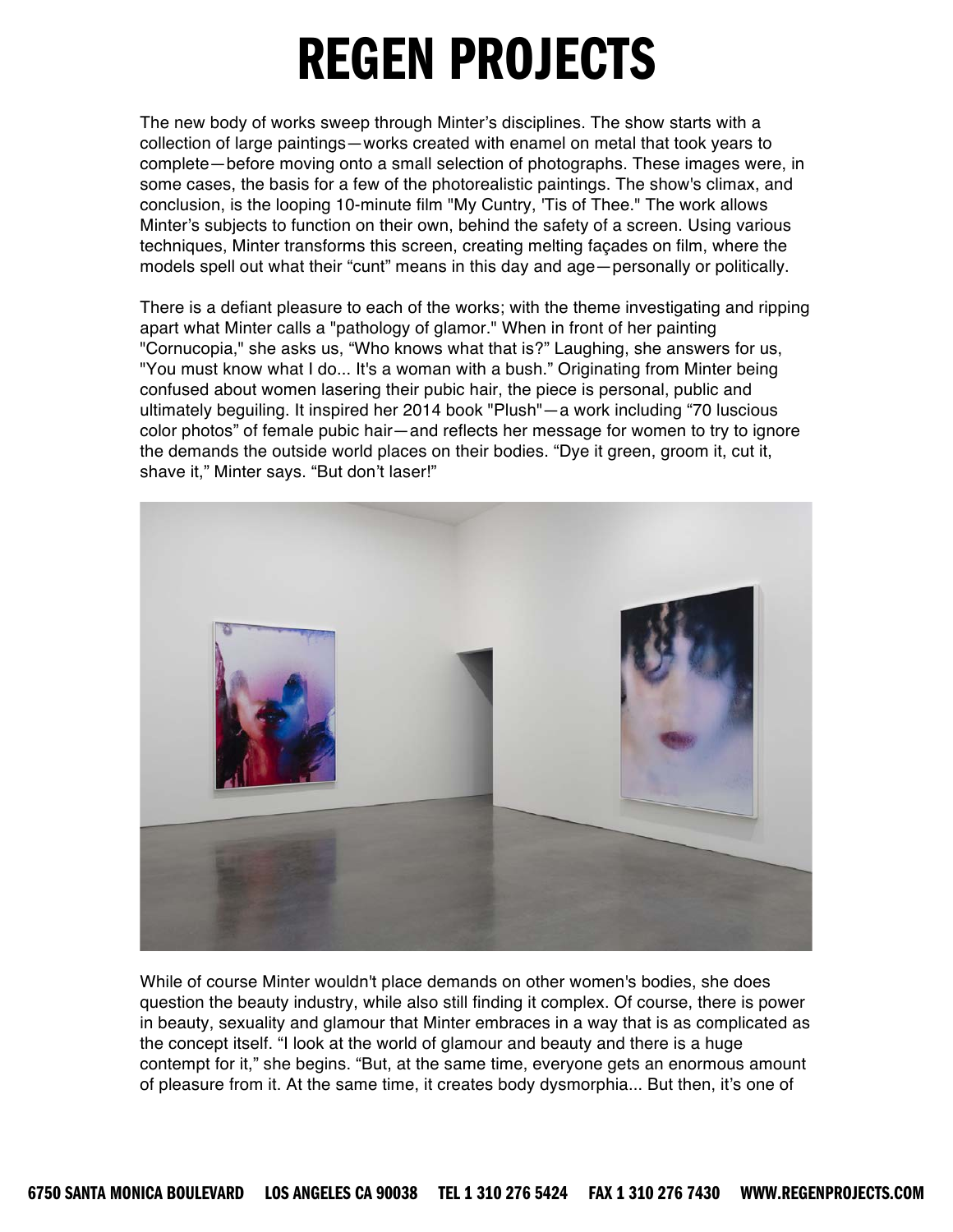The new body of works sweep through Minter's disciplines. The show starts with a collection of large paintings—works created with enamel on metal that took years to complete—before moving onto a small selection of photographs. These images were, in some cases, the basis for a few of the photorealistic paintings. The show's climax, and conclusion, is the looping 10-minute film "My Cuntry, 'Tis of Thee." The work allows Minter's subjects to function on their own, behind the safety of a screen. Using various techniques, Minter transforms this screen, creating melting façades on film, where the models spell out what their "cunt" means in this day and age—personally or politically.

There is a defiant pleasure to each of the works; with the theme investigating and ripping apart what Minter calls a "pathology of glamor." When in front of her painting "Cornucopia," she asks us, "Who knows what that is?" Laughing, she answers for us, "You must know what I do... It's a woman with a bush." Originating from Minter being confused about women lasering their pubic hair, the piece is personal, public and ultimately beguiling. It inspired her 2014 book "Plush"—a work including "70 luscious color photos" of female pubic hair—and reflects her message for women to try to ignore the demands the outside world places on their bodies. "Dye it green, groom it, cut it, shave it," Minter says. "But don't laser!"

While of course Minter wouldn't place demands on other women's bodies, she does question the beauty industry, while also still finding it complex. Of course, there is power in beauty, sexuality and glamour that Minter embraces in a way that is as complicated as the concept itself. "I look at the world of glamour and beauty and there is a huge contempt for it," she begins. "But, at the same time, everyone gets an enormous amount of pleasure from it. At the same time, it creates body dysmorphia... But then, it's one of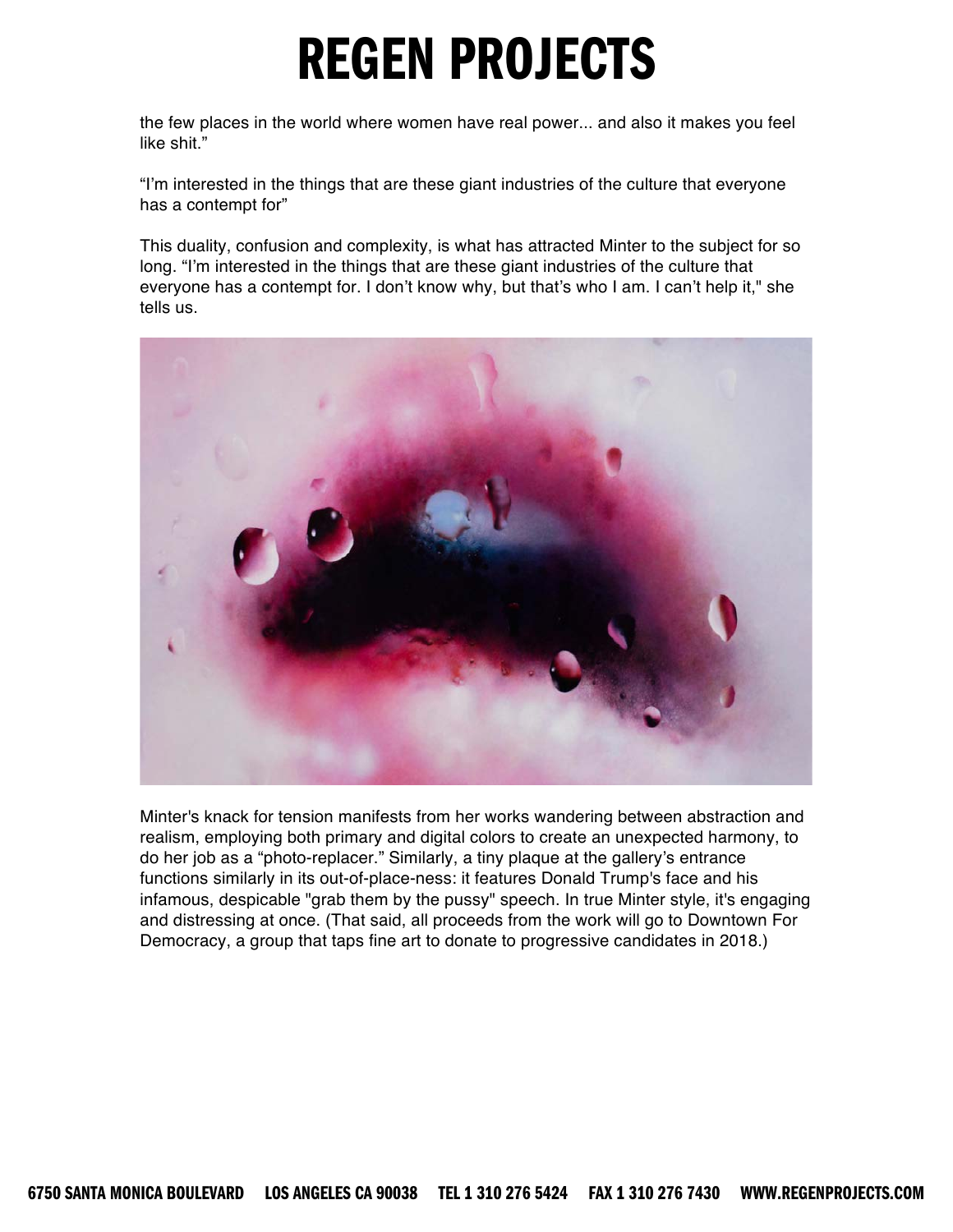the few places in the world where women have real power... and also it makes you feel like shit."

"I'm interested in the things that are these giant industries of the culture that everyone has a contempt for"

This duality, confusion and complexity, is what has attracted Minter to the subject for so long. "I'm interested in the things that are these giant industries of the culture that everyone has a contempt for. I don't know why, but that's who I am. I can't help it," she tells us.

Minter's knack for tension manifests from her works wandering between abstraction and realism, employing both primary and digital colors to create an unexpected harmony, to do her job as a "photo-replacer." Similarly, a tiny plaque at the gallery's entrance functions similarly in its out-of-place-ness: it features Donald Trump's face and his infamous, despicable "grab them by the pussy" speech. In true Minter style, it's engaging and distressing at once. (That said, all proceeds from the work will go to Downtown For Democracy, a group that taps fine art to donate to progressive candidates in 2018.)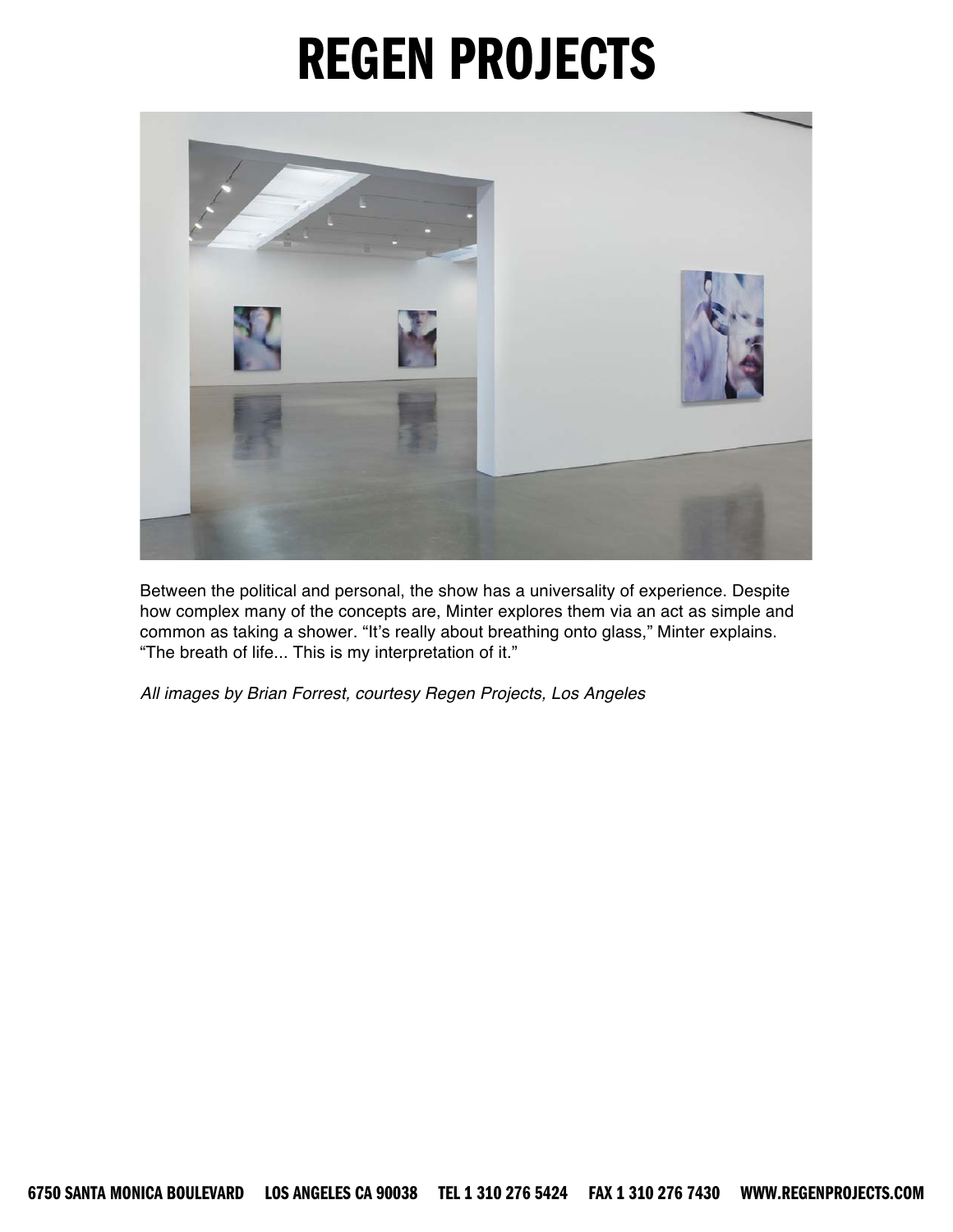Between the political and personal, the show has a universality of experience. Despite how complex many of the concepts are, Minter explores them via an act as simple and common as taking a shower. "It's really about breathing onto glass," Minter explains. "The breath of life... This is my interpretation of it."

*All images by Brian Forrest, courtesy Regen Projects, Los Angeles*